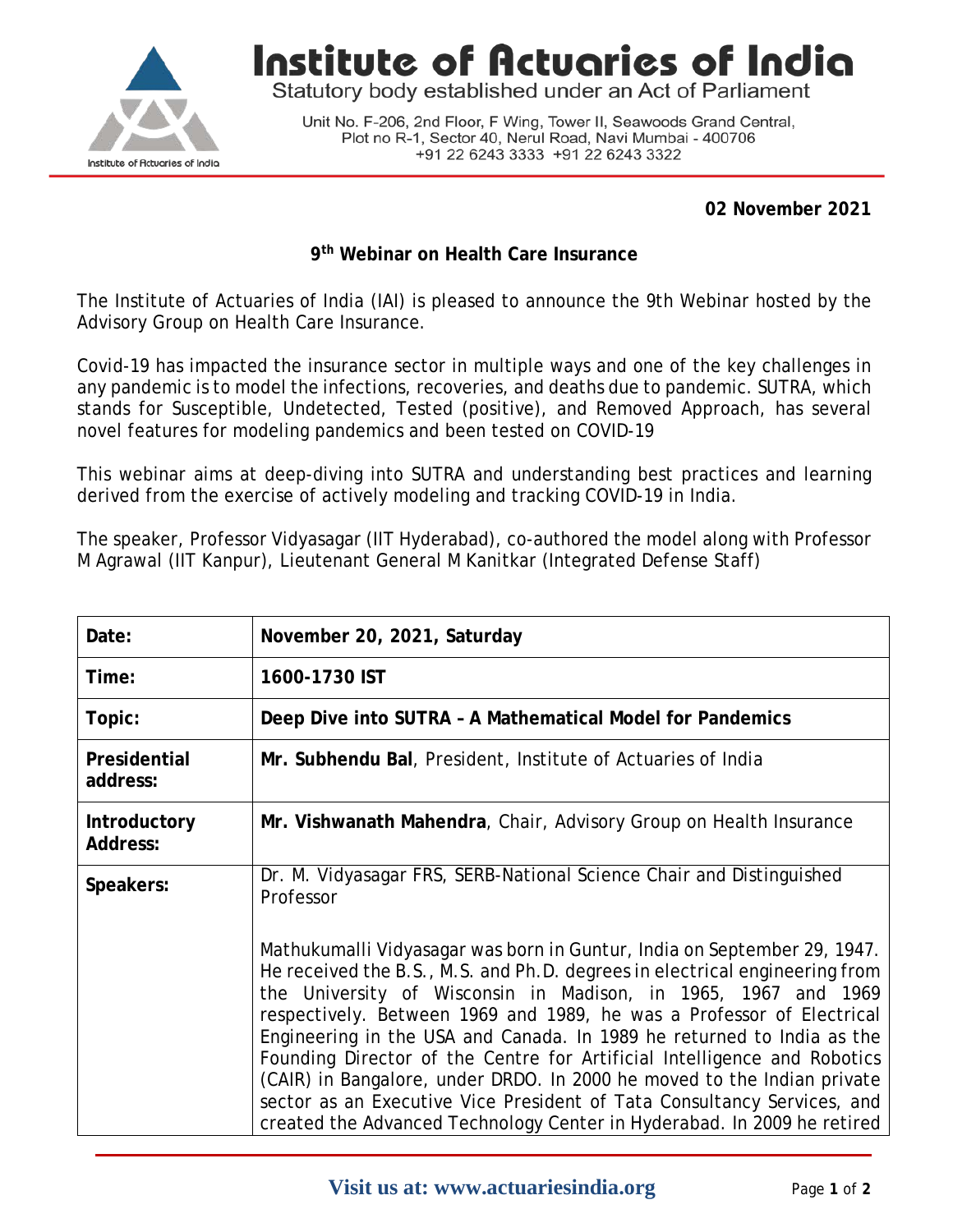# Institute of Actuaries of India

Statutory body established under an Act of Parliament

Unit No. F-206, 2nd Floor, F Wing, Tower II, Seawoods Grand Central, Plot no R-1, Sector 40, Nerul Road, Navi Mumbai - 400706
+91 22 6243 3333 +91 22 6243 3322

**02 November 2021**

## 9th Webinar on Health Care Insurance

The Institute of Actuaries of India (IAI) is pleased to announce the 9th Webinar hosted by the Advisory Group on Health Care Insurance.

Covid-19 has impacted the insurance sector in multiple ways and one of the key challenges in any pandemic is to model the infections, recoveries, and deaths due to pandemic. SUTRA, which stands for Susceptible, Undetected, Tested (positive), and Removed Approach, has several novel features for modeling pandemics and been tested on COVID-19

This webinar aims at deep-diving into SUTRA and understanding best practices and learning derived from the exercise of actively modeling and tracking COVID-19 in India.

The speaker, Professor Vidyasagar (IIT Hyderabad), co-authored the model along with Professor M Agrawal (IIT Kanpur), Lieutenant General M Kanitkar (Integrated Defense Staff)

| | |
|---|---|
| **Date:** | **November 20, 2021, Saturday** |
| **Time:** | **1600-1730 IST** |
| **Topic:** | **Deep Dive into SUTRA – A Mathematical Model for Pandemics** |
| **Presidential address:** | **Mr. Subhendu Bal**, President, Institute of Actuaries of India |
| **Introductory Address:** | **Mr. Vishwanath Mahendra**, Chair, Advisory Group on Health Insurance |
| **Speakers:** | Dr. M. Vidyasagar FRS, SERB-National Science Chair and Distinguished Professor<br><br>Mathukumalli Vidyasagar was born in Guntur, India on September 29, 1947. He received the B.S., M.S. and Ph.D. degrees in electrical engineering from the University of Wisconsin in Madison, in 1965, 1967 and 1969 respectively. Between 1969 and 1989, he was a Professor of Electrical Engineering in the USA and Canada. In 1989 he returned to India as the Founding Director of the Centre for Artificial Intelligence and Robotics (CAIR) in Bangalore, under DRDO. In 2000 he moved to the Indian private sector as an Executive Vice President of Tata Consultancy Services, and created the Advanced Technology Center in Hyderabad. In 2009 he retired |

**Visit us at: www.actuariesindia.org**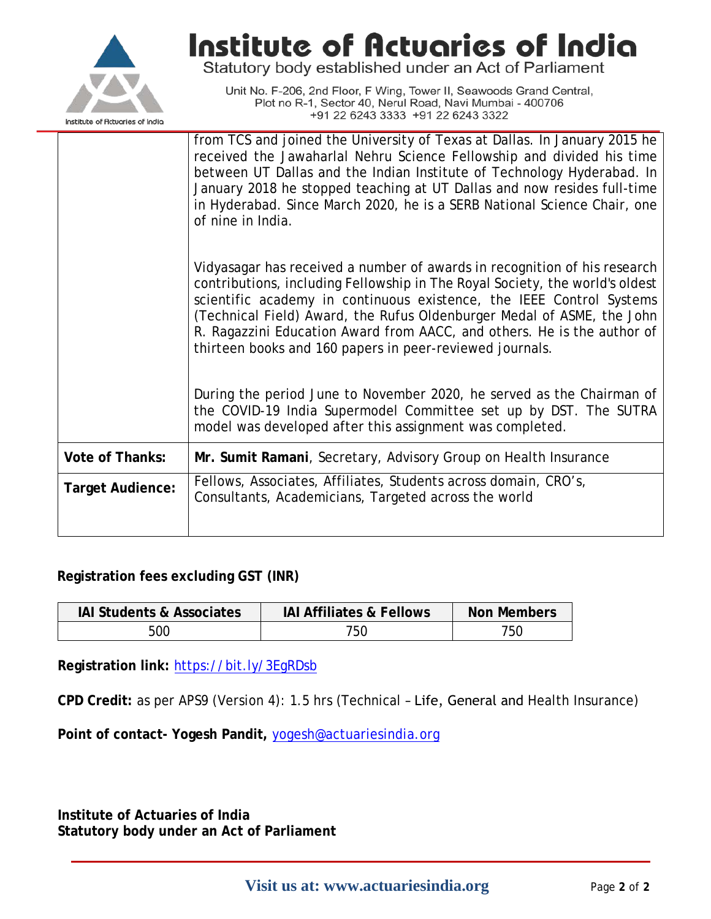| | |
|---|---|
| | from TCS and joined the University of Texas at Dallas. In January 2015 he received the Jawaharlal Nehru Science Fellowship and divided his time between UT Dallas and the Indian Institute of Technology Hyderabad. In January 2018 he stopped teaching at UT Dallas and now resides full-time in Hyderabad. Since March 2020, he is a SERB National Science Chair, one of nine in India.<br><br>Vidyasagar has received a number of awards in recognition of his research contributions, including Fellowship in The Royal Society, the world's oldest scientific academy in continuous existence, the IEEE Control Systems (Technical Field) Award, the Rufus Oldenburger Medal of ASME, the John R. Ragazzini Education Award from AACC, and others. He is the author of thirteen books and 160 papers in peer-reviewed journals.<br><br>During the period June to November 2020, he served as the Chairman of the COVID-19 India Supermodel Committee set up by DST. The SUTRA model was developed after this assignment was completed. |
| **Vote of Thanks:** | **Mr. Sumit Ramani**, Secretary, Advisory Group on Health Insurance |
| **Target Audience:** | Fellows, Associates, Affiliates, Students across domain, CRO's, Consultants, Academicians, Targeted across the world |

**Registration fees excluding GST (INR)**

| IAI Students & Associates | IAI Affiliates & Fellows | Non Members |
|---|---|---|
| 500 | 750 | 750 |

**Registration link:** https://bit.ly/3EgRDsb

**CPD Credit:** as per APS9 (Version 4): 1.5 hrs (Technical – Life, General and Health Insurance)

**Point of contact- Yogesh Pandit,** yogesh@actuariesindia.org

**Institute of Actuaries of India**
**Statutory body under an Act of Parliament**

**Visit us at: www.actuariesindia.org**